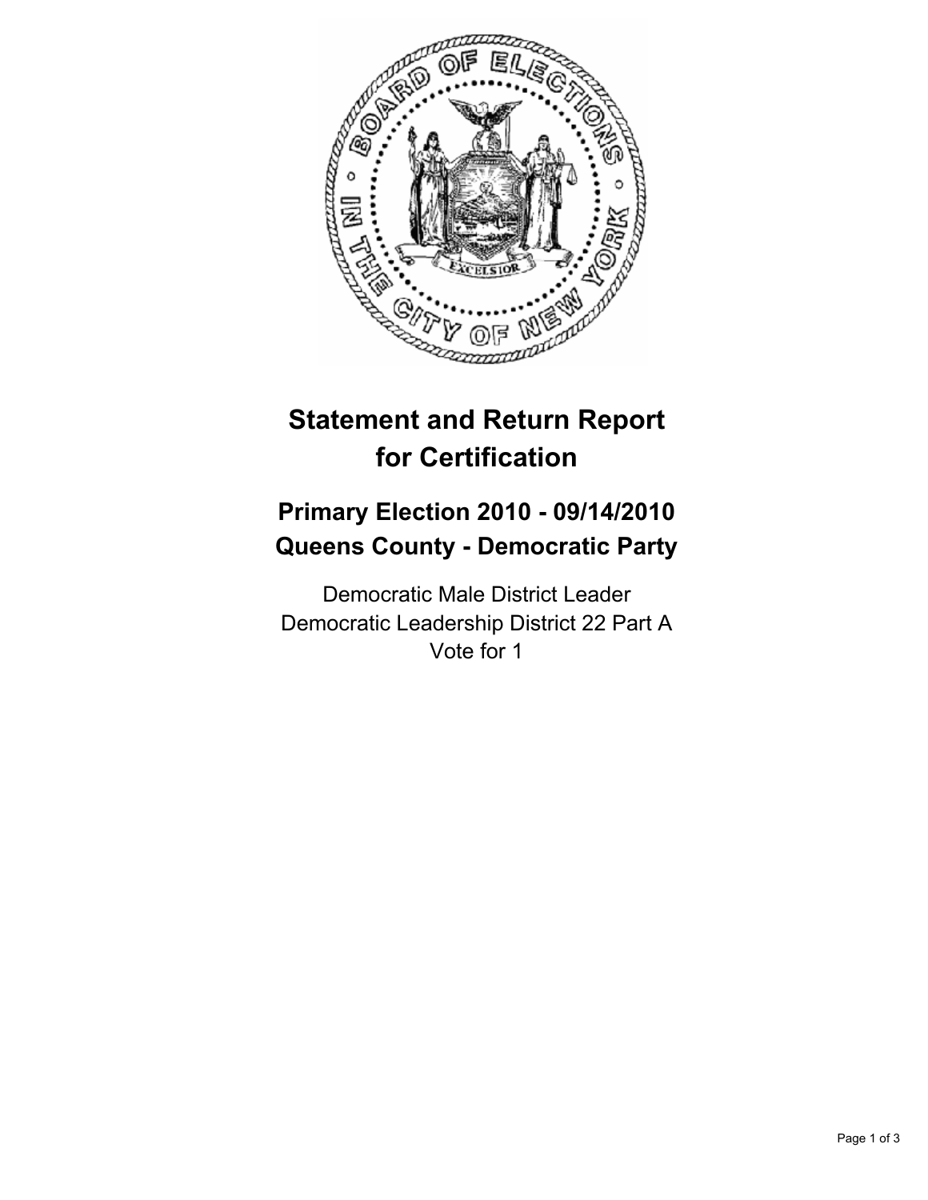# Statement and Return Report for Certification

## Primary Election 2010 - 09/14/2010
## Queens County - Democratic Party

Democratic Male District Leader
Democratic Leadership District 22 Part A
Vote for 1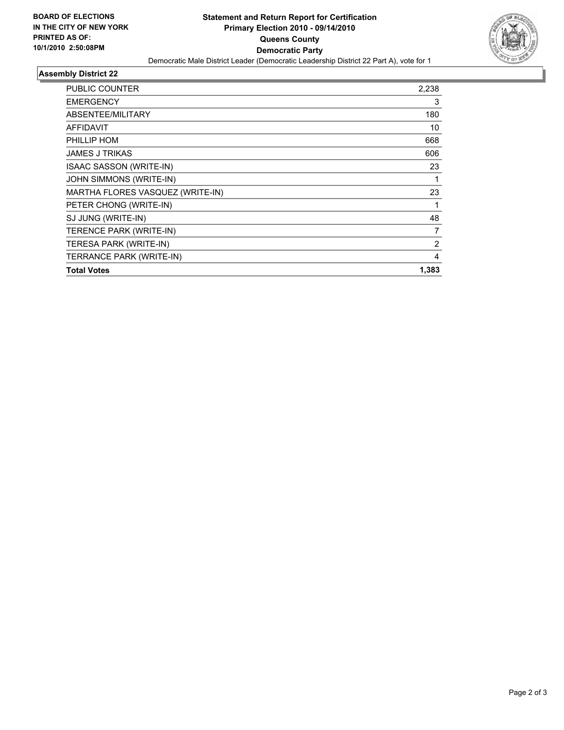**BOARD OF ELECTIONS IN THE CITY OF NEW YORK**
**PRINTED AS OF: 10/1/2010 2:50:08PM**

# Statement and Return Report for Certification
## Primary Election 2010 - 09/14/2010
## Queens County
## Democratic Party

Democratic Male District Leader (Democratic Leadership District 22 Part A), vote for 1

### Assembly District 22

| | |
|---|---|
| PUBLIC COUNTER | 2,238 |
| EMERGENCY | 3 |
| ABSENTEE/MILITARY | 180 |
| AFFIDAVIT | 10 |
| PHILLIP HOM | 668 |
| JAMES J TRIKAS | 606 |
| ISAAC SASSON (WRITE-IN) | 23 |
| JOHN SIMMONS (WRITE-IN) | 1 |
| MARTHA FLORES VASQUEZ (WRITE-IN) | 23 |
| PETER CHONG (WRITE-IN) | 1 |
| SJ JUNG (WRITE-IN) | 48 |
| TERENCE PARK (WRITE-IN) | 7 |
| TERESA PARK (WRITE-IN) | 2 |
| TERRANCE PARK (WRITE-IN) | 4 |
| **Total Votes** | **1,383** |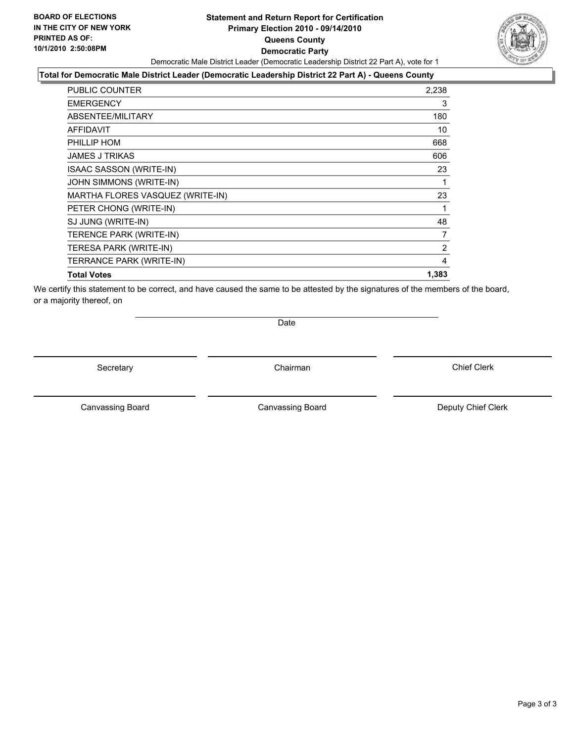**BOARD OF ELECTIONS IN THE CITY OF NEW YORK PRINTED AS OF: 10/1/2010 2:50:08PM**

# Statement and Return Report for Certification
## Primary Election 2010 - 09/14/2010
## Queens County
## Democratic Party

Democratic Male District Leader (Democratic Leadership District 22 Part A), vote for 1

**Total for Democratic Male District Leader (Democratic Leadership District 22 Part A) - Queens County**

| | |
|---|---|
| PUBLIC COUNTER | 2,238 |
| EMERGENCY | 3 |
| ABSENTEE/MILITARY | 180 |
| AFFIDAVIT | 10 |
| PHILLIP HOM | 668 |
| JAMES J TRIKAS | 606 |
| ISAAC SASSON (WRITE-IN) | 23 |
| JOHN SIMMONS (WRITE-IN) | 1 |
| MARTHA FLORES VASQUEZ (WRITE-IN) | 23 |
| PETER CHONG (WRITE-IN) | 1 |
| SJ JUNG (WRITE-IN) | 48 |
| TERENCE PARK (WRITE-IN) | 7 |
| TERESA PARK (WRITE-IN) | 2 |
| TERRANCE PARK (WRITE-IN) | 4 |
| **Total Votes** | **1,383** |

We certify this statement to be correct, and have caused the same to be attested by the signatures of the members of the board, or a majority thereof, on

Date

Secretary

Chairman

Chief Clerk

Canvassing Board

Canvassing Board

Deputy Chief Clerk